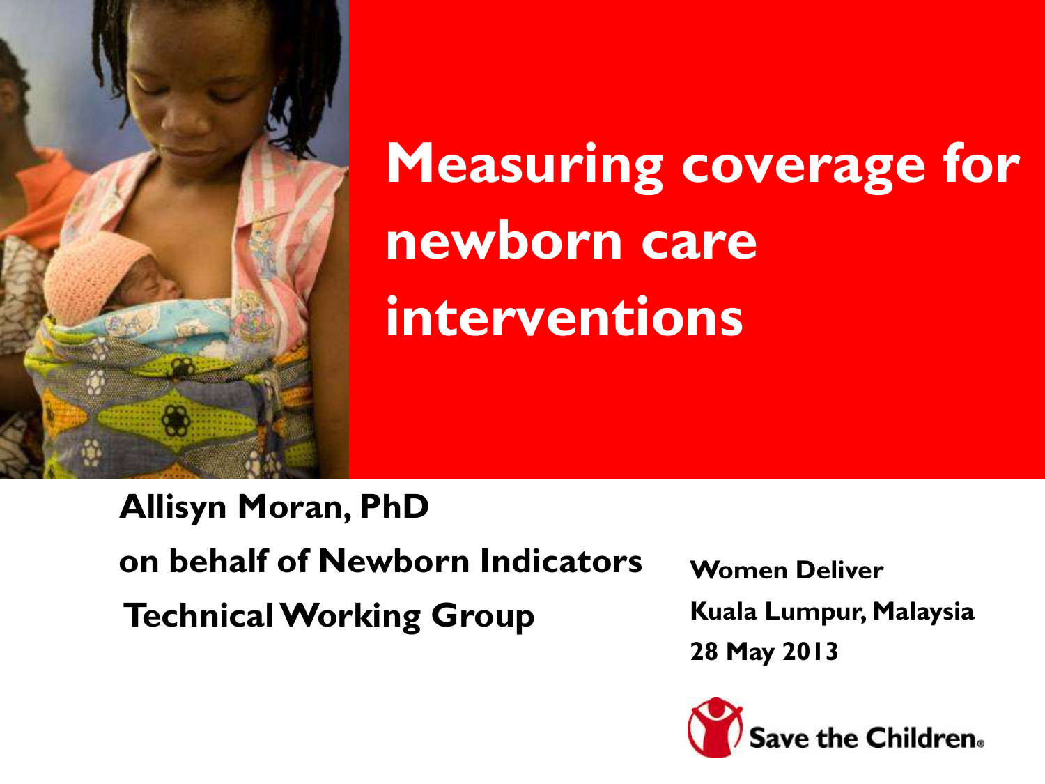# Measuring coverage for newborn care interventions

**Allisyn Moran, PhD**

**on behalf of Newborn Indicators Technical Working Group**

**Women Deliver**

**Kuala Lumpur, Malaysia**

**28 May 2013**

Save the Children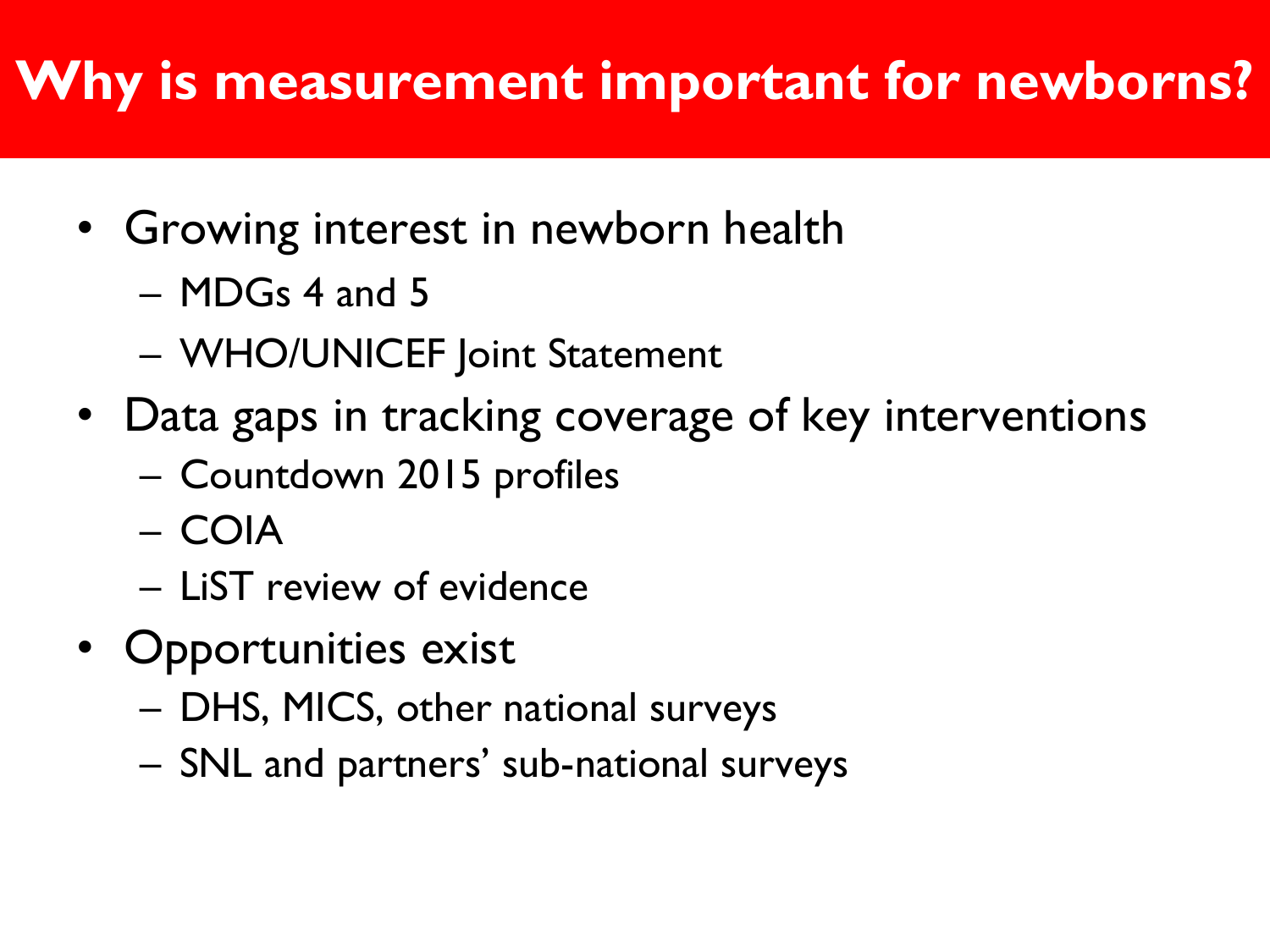# Why is measurement important for newborns?

- Growing interest in newborn health
  - MDGs 4 and 5
  - WHO/UNICEF Joint Statement
- Data gaps in tracking coverage of key interventions
  - Countdown 2015 profiles
  - COIA
  - LiST review of evidence
- Opportunities exist
  - DHS, MICS, other national surveys
  - SNL and partners' sub-national surveys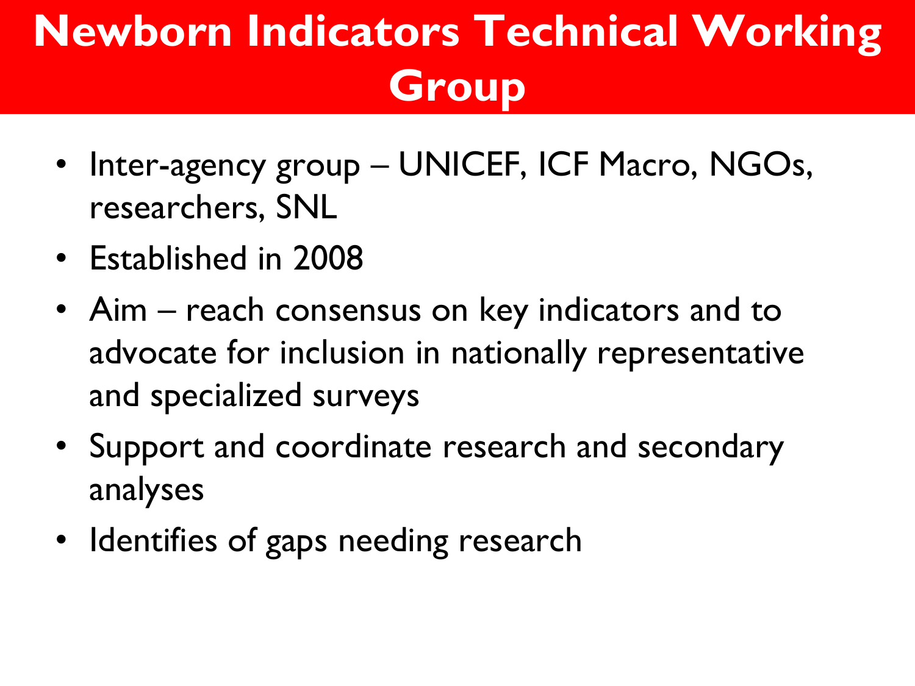# Newborn Indicators Technical Working Group

- Inter-agency group – UNICEF, ICF Macro, NGOs, researchers, SNL
- Established in 2008
- Aim – reach consensus on key indicators and to advocate for inclusion in nationally representative and specialized surveys
- Support and coordinate research and secondary analyses
- Identifies of gaps needing research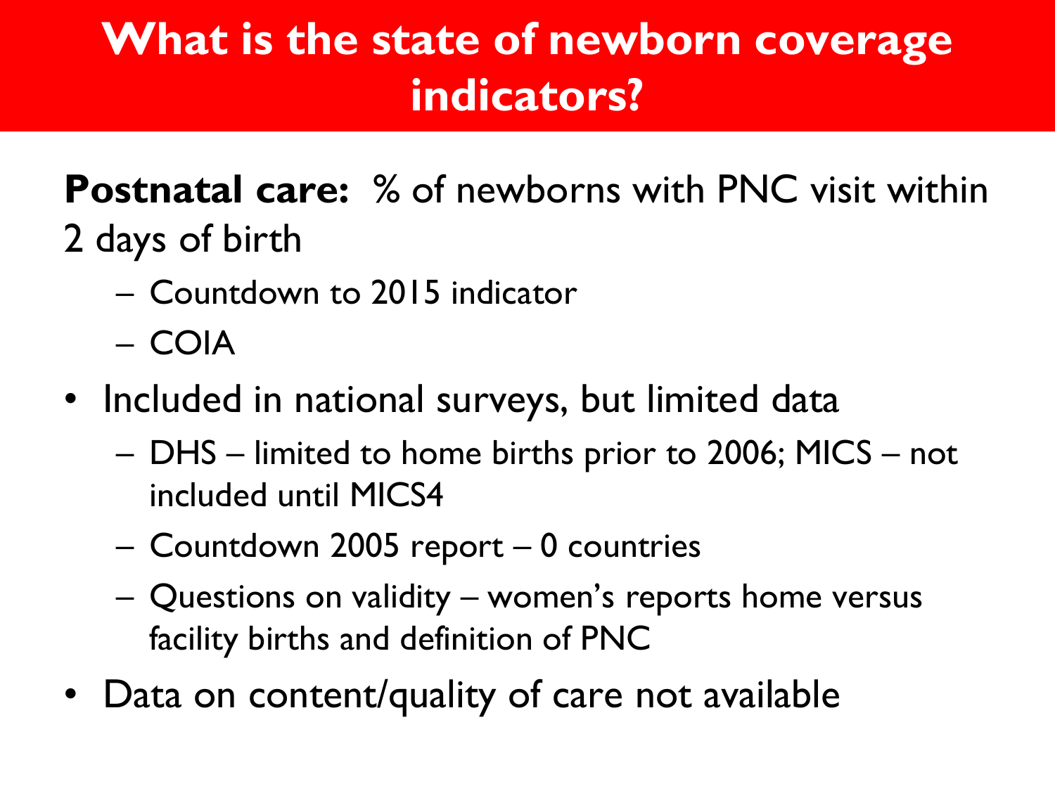# What is the state of newborn coverage indicators?

**Postnatal care:** % of newborns with PNC visit within 2 days of birth

- Countdown to 2015 indicator
- COIA

- Included in national surveys, but limited data
  - DHS – limited to home births prior to 2006; MICS – not included until MICS4
  - Countdown 2005 report – 0 countries
  - Questions on validity – women's reports home versus facility births and definition of PNC
- Data on content/quality of care not available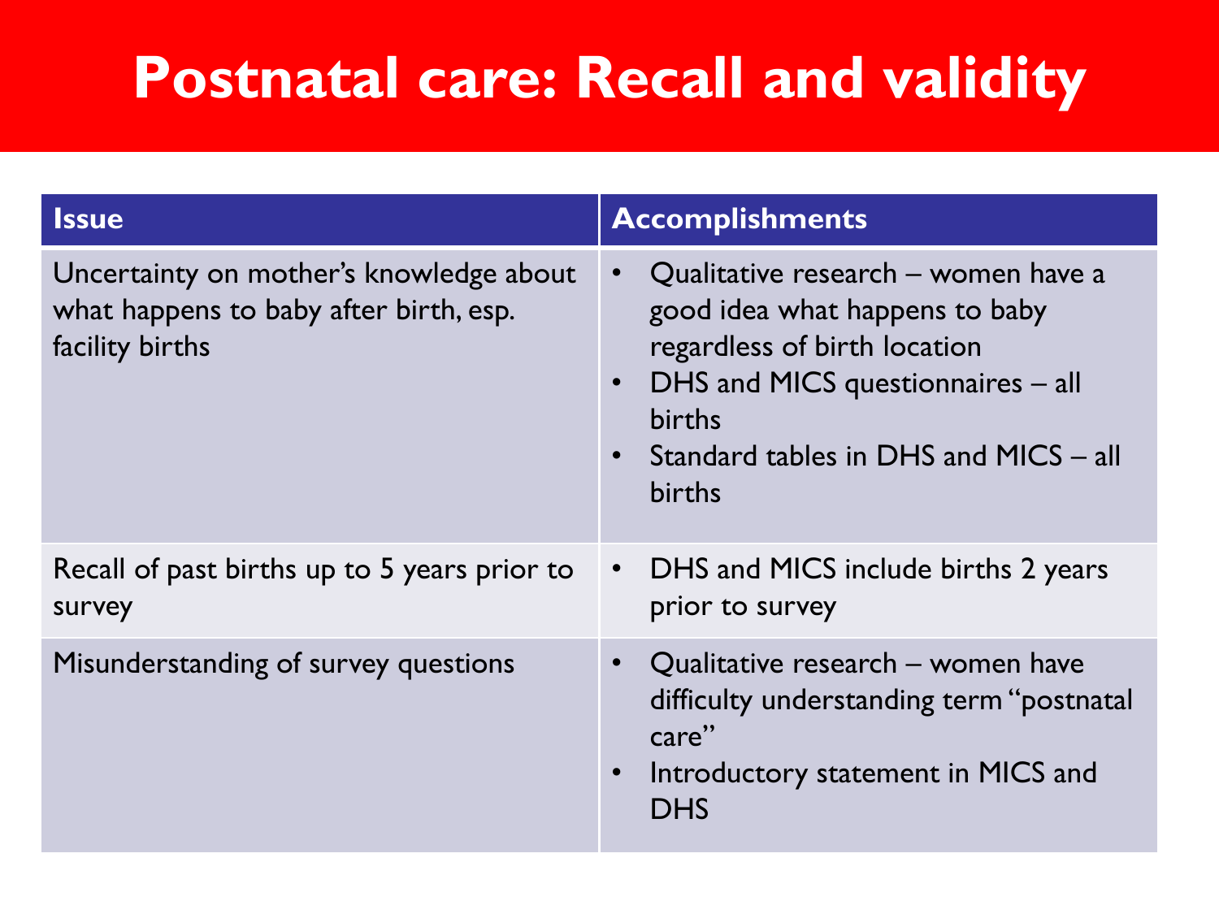# Postnatal care: Recall and validity

| Issue | Accomplishments |
| --- | --- |
| Uncertainty on mother's knowledge about what happens to baby after birth, esp. facility births | • Qualitative research – women have a good idea what happens to baby regardless of birth location<br>• DHS and MICS questionnaires – all births<br>• Standard tables in DHS and MICS – all births |
| Recall of past births up to 5 years prior to survey | • DHS and MICS include births 2 years prior to survey |
| Misunderstanding of survey questions | • Qualitative research – women have difficulty understanding term "postnatal care"<br>• Introductory statement in MICS and DHS |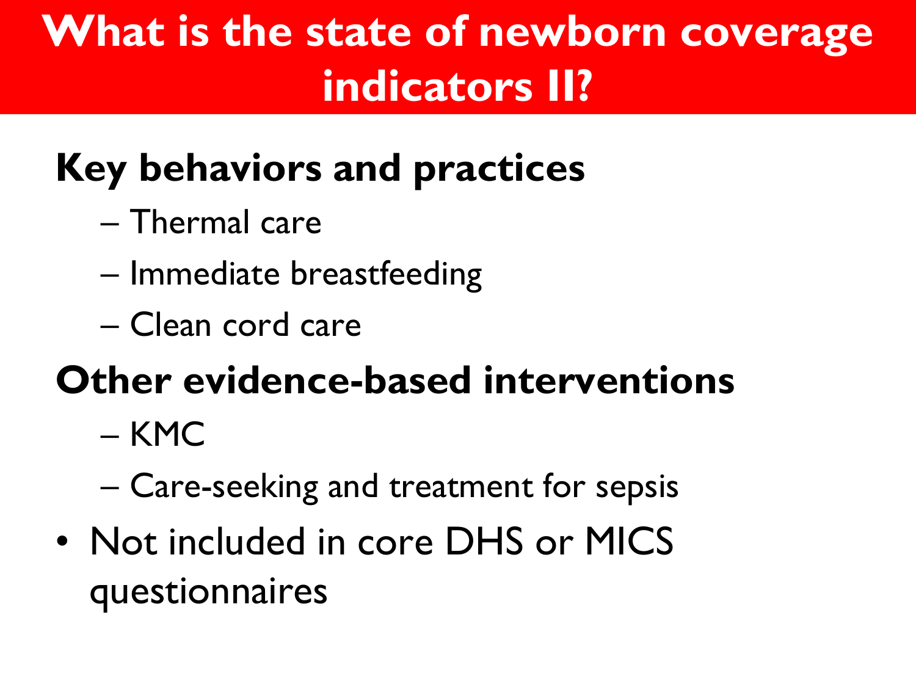# What is the state of newborn coverage indicators II?

**Key behaviors and practices**

- Thermal care
- Immediate breastfeeding
- Clean cord care

**Other evidence-based interventions**

- KMC
- Care-seeking and treatment for sepsis

- Not included in core DHS or MICS questionnaires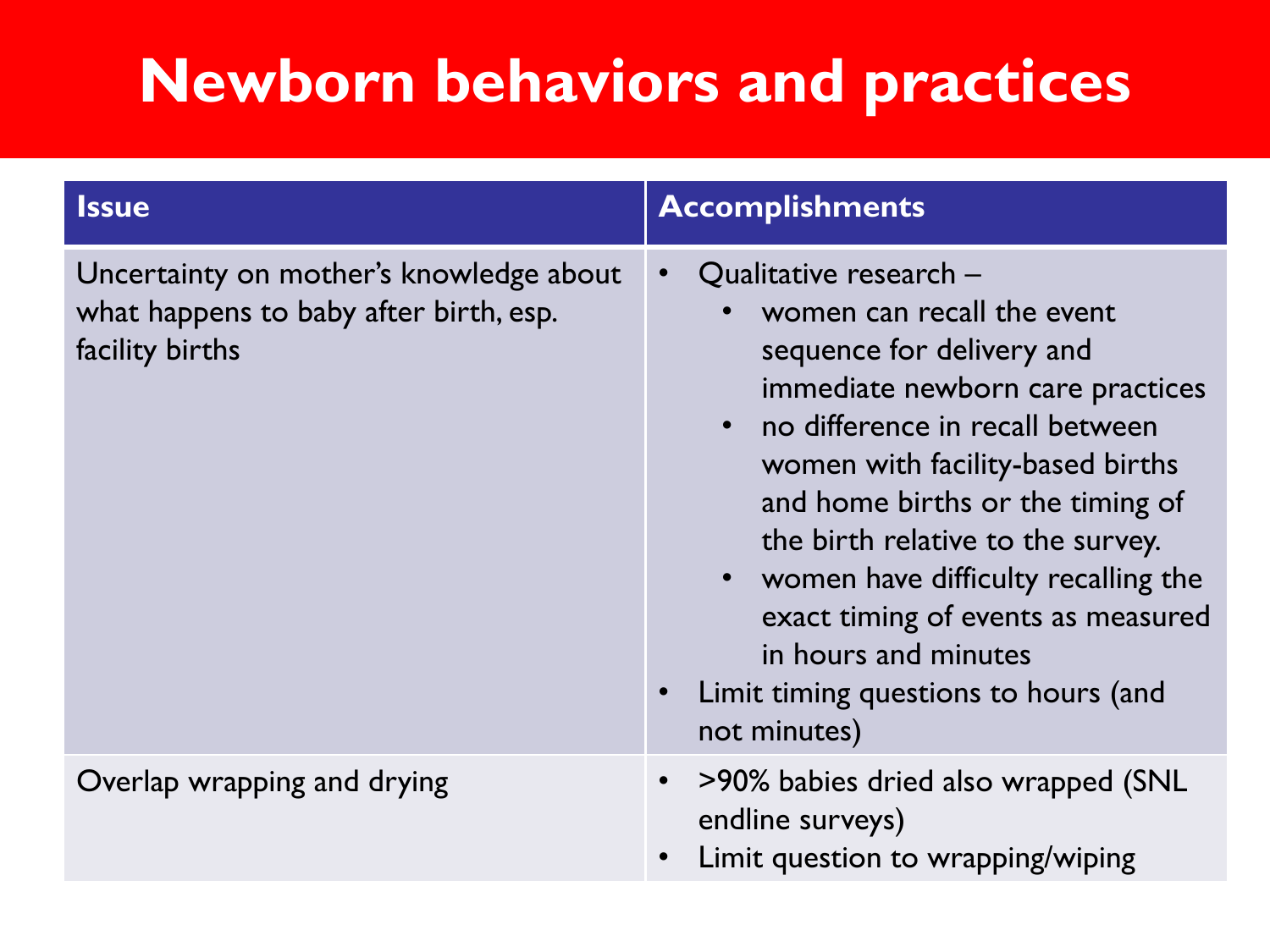# Newborn behaviors and practices

| Issue | Accomplishments |
|---|---|
| Uncertainty on mother's knowledge about what happens to baby after birth, esp. facility births | • Qualitative research – <br>  • women can recall the event sequence for delivery and immediate newborn care practices <br>  • no difference in recall between women with facility-based births and home births or the timing of the birth relative to the survey. <br>  • women have difficulty recalling the exact timing of events as measured in hours and minutes <br>• Limit timing questions to hours (and not minutes) |
| Overlap wrapping and drying | • >90% babies dried also wrapped (SNL endline surveys) <br>• Limit question to wrapping/wiping |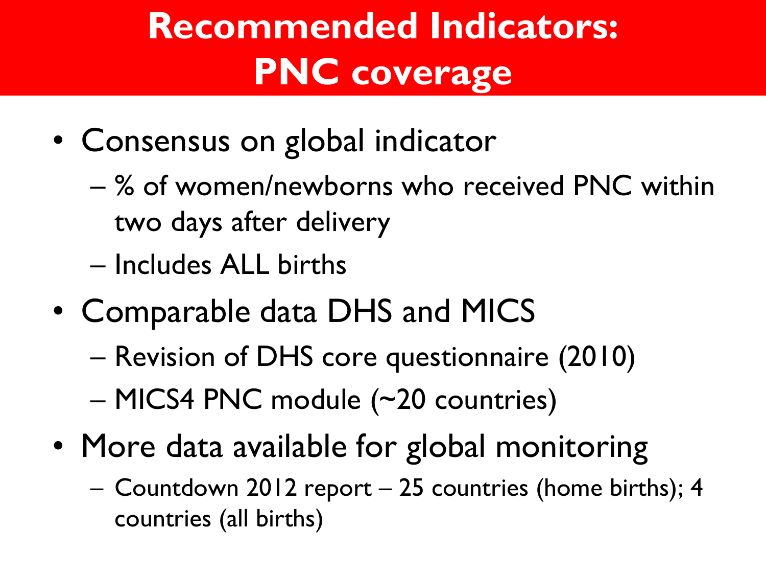# Recommended Indicators: PNC coverage

- Consensus on global indicator
  - % of women/newborns who received PNC within two days after delivery
  - Includes ALL births
- Comparable data DHS and MICS
  - Revision of DHS core questionnaire (2010)
  - MICS4 PNC module (~20 countries)
- More data available for global monitoring
  - Countdown 2012 report – 25 countries (home births); 4 countries (all births)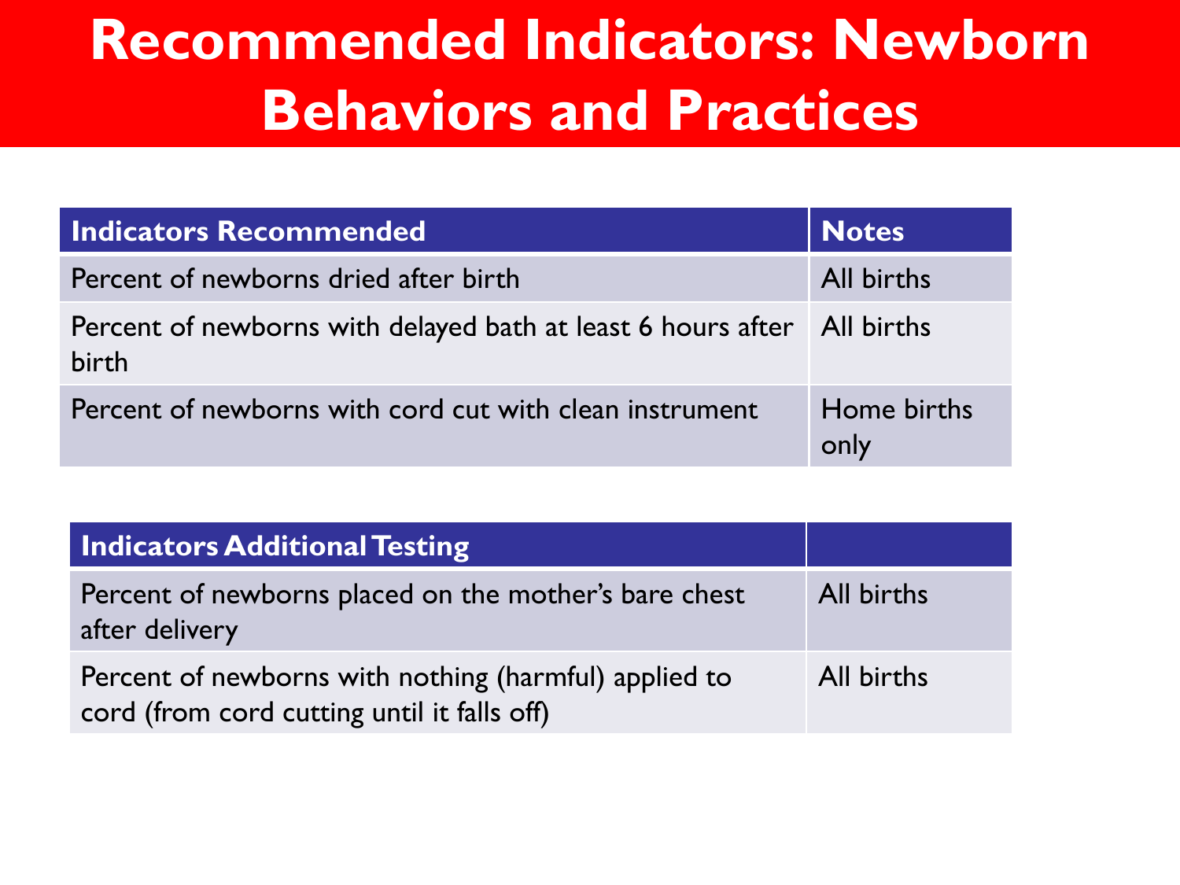# Recommended Indicators: Newborn Behaviors and Practices

| Indicators Recommended | Notes |
| --- | --- |
| Percent of newborns dried after birth | All births |
| Percent of newborns with delayed bath at least 6 hours after birth | All births |
| Percent of newborns with cord cut with clean instrument | Home births only |

| Indicators Additional Testing | |
| --- | --- |
| Percent of newborns placed on the mother's bare chest after delivery | All births |
| Percent of newborns with nothing (harmful) applied to cord (from cord cutting until it falls off) | All births |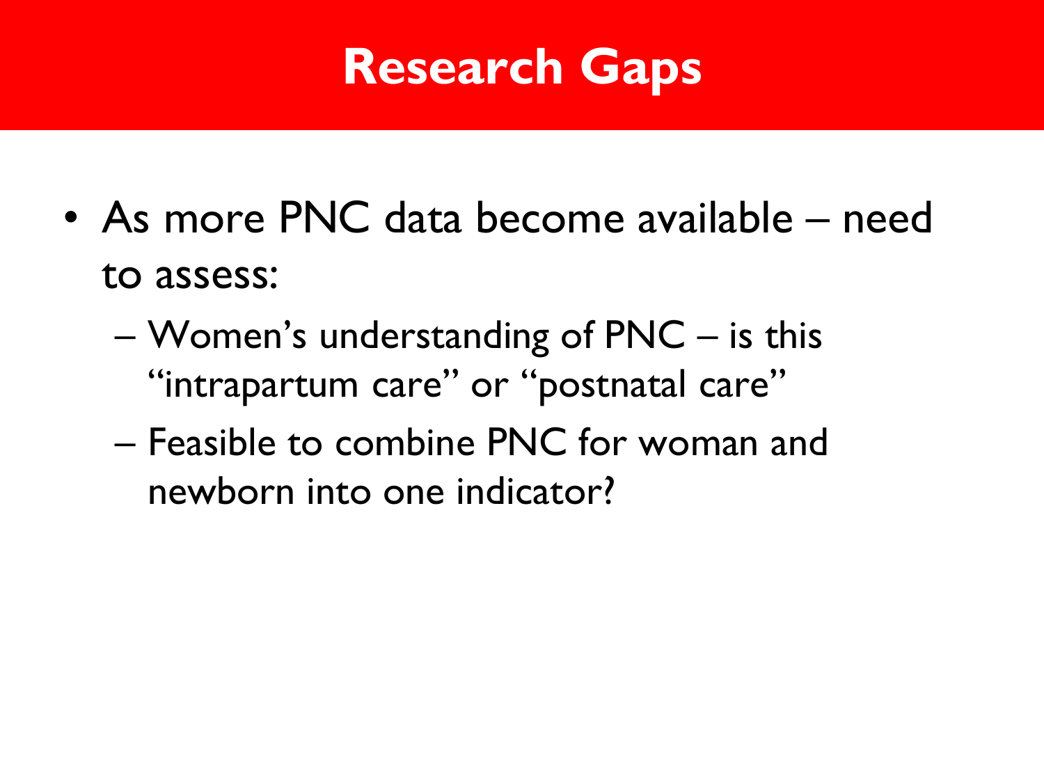# Research Gaps

- As more PNC data become available – need to assess:
  - Women's understanding of PNC – is this "intrapartum care" or "postnatal care"
  - Feasible to combine PNC for woman and newborn into one indicator?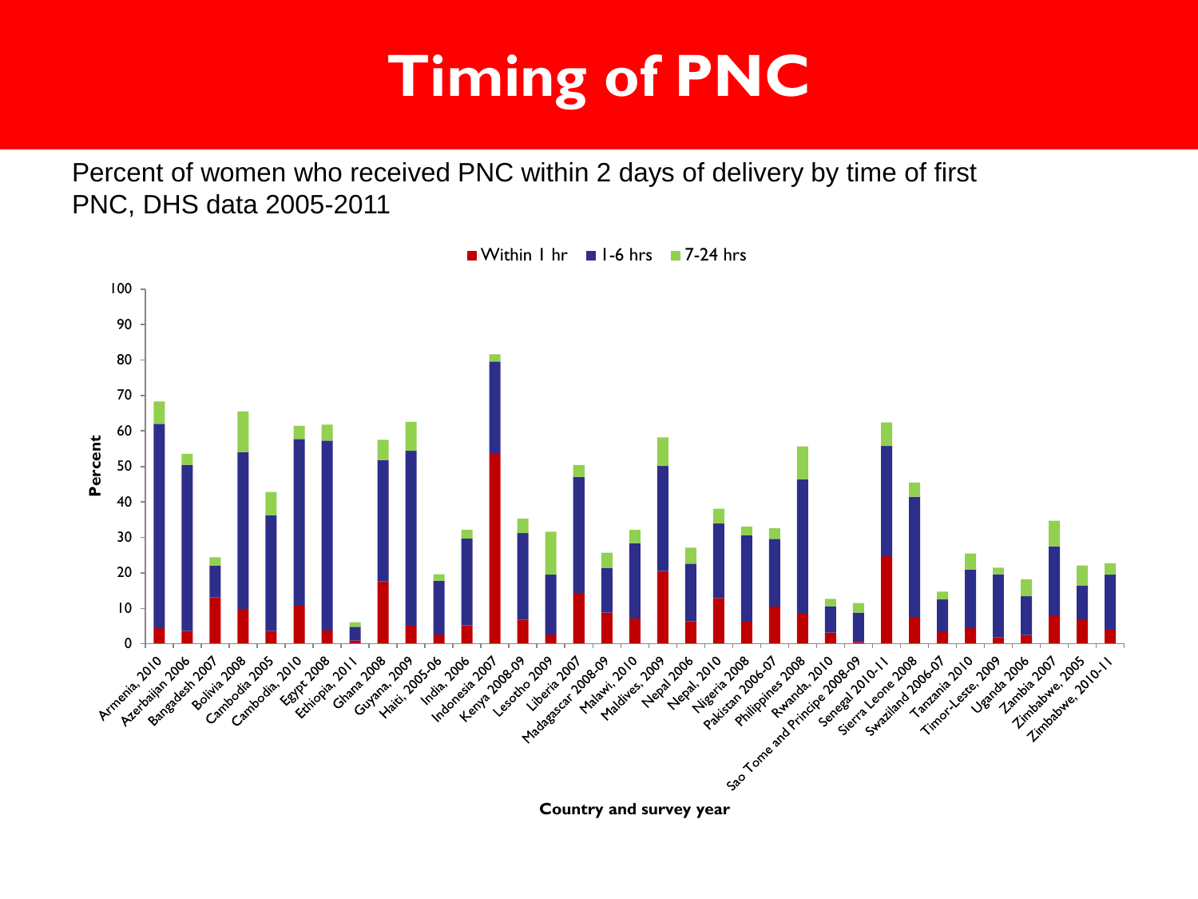# Timing of PNC

Percent of women who received PNC within 2 days of delivery by time of first PNC, DHS data 2005-2011

Legend: Within 1 hr, 1-6 hrs, 7-24 hrs

Y-axis: Percent (0–100)

X-axis: Country and survey year

Armenia, 2010; Azerbaijan 2006; Bangadesh 2007; Bolivia 2008; Cambodia 2005; Cambodia, 2010; Egypt 2008; Ethiopia, 2011; Ghana 2008; Guyana, 2009; Haiti, 2005-06; India, 2006; Indonesia 2007; Kenya 2008-09; Lesotho 2009; Liberia 2007; Madagascar 2008-09; Malawi, 2010; Maldives, 2009; Nepal 2006; Nepal, 2010; Nigeria 2008; Pakistan 2006-07; Philippines 2008; Rwanda, 2010; Sao Tome and Principe 2008-09; Senegal 2010-11; Sierra Leone 2008; Swaziland 2006-07; Tanzania 2010; Timor-Leste, 2009; Uganda 2006; Zambia 2007; Zimbabwe, 2005; Zimbabwe, 2010-11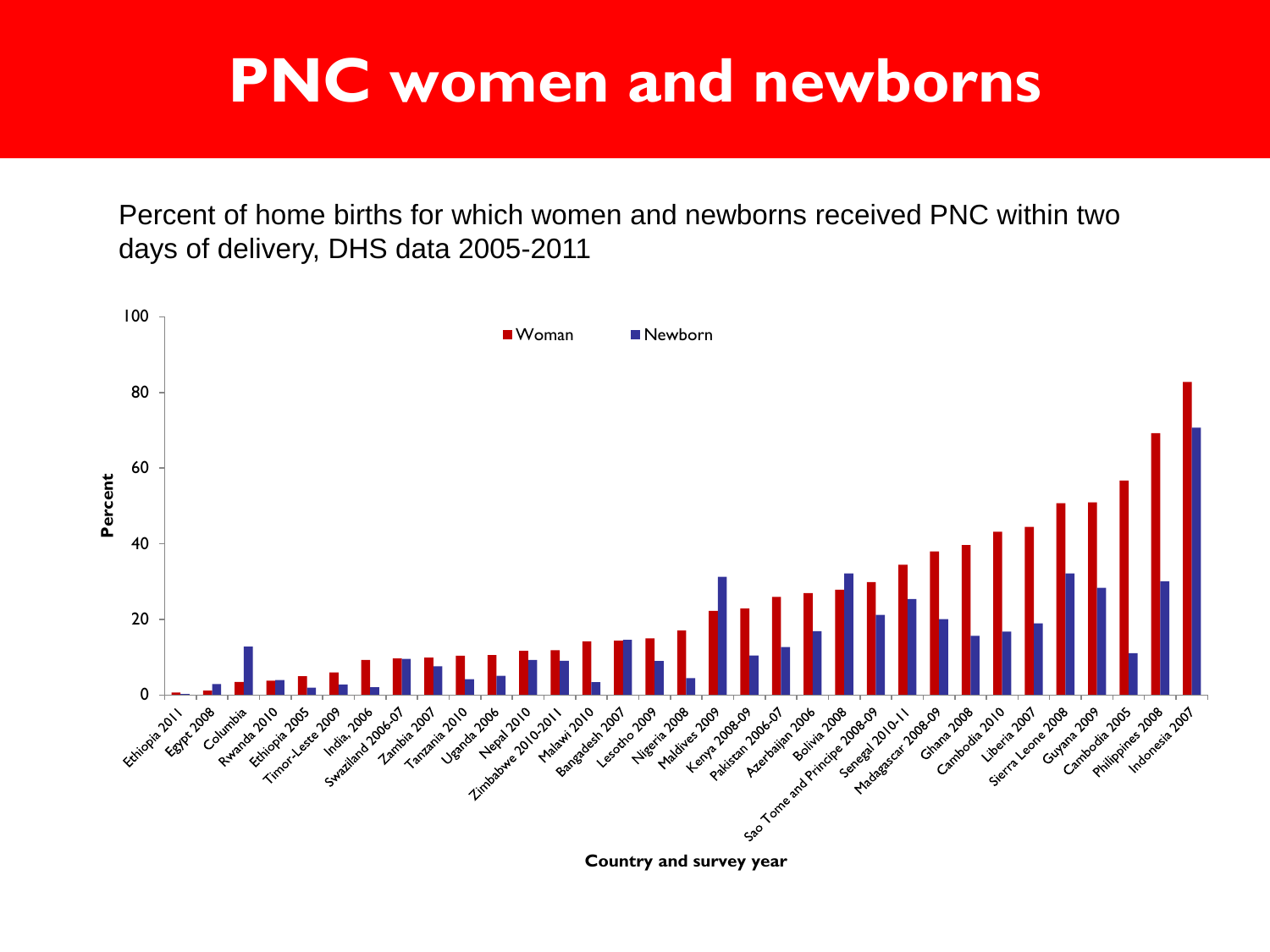# PNC women and newborns

Percent of home births for which women and newborns received PNC within two days of delivery, DHS data 2005-2011

Legend: Woman, Newborn

Y-axis: Percent (0, 20, 40, 60, 80, 100)

X-axis: Country and survey year

Ethiopia 2011, Egypt 2008, Columbia, Rwanda 2010, Ethiopia 2005, Timor-Leste 2009, India, 2006, Swaziland 2006-07, Zambia 2007, Tanzania 2010, Uganda 2006, Nepal 2010, Zimbabwe 2010-2011, Malawi 2010, Bangadesh 2007, Lesotho 2009, Nigeria 2008, Maldives 2009, Kenya 2008-09, Pakistan 2006-07, Azerbaijan 2006, Bolivia 2008, Sao Tome and Principe 2008-09, Senegal 2010-11, Madagascar 2008-09, Ghana 2008, Cambodia 2010, Liberia 2007, Sierra Leone 2008, Guyana 2009, Cambodia 2005, Philippines 2008, Indonesia 2007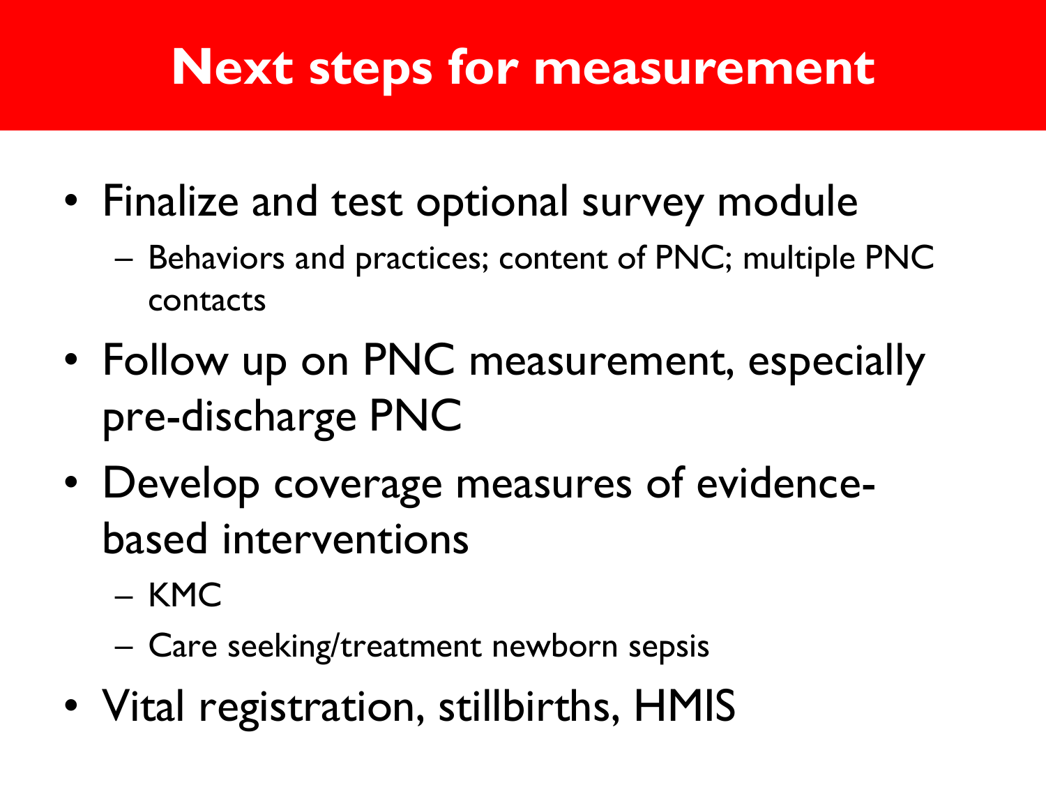# Next steps for measurement

- Finalize and test optional survey module
  - Behaviors and practices; content of PNC; multiple PNC contacts
- Follow up on PNC measurement, especially pre-discharge PNC
- Develop coverage measures of evidence-based interventions
  - KMC
  - Care seeking/treatment newborn sepsis
- Vital registration, stillbirths, HMIS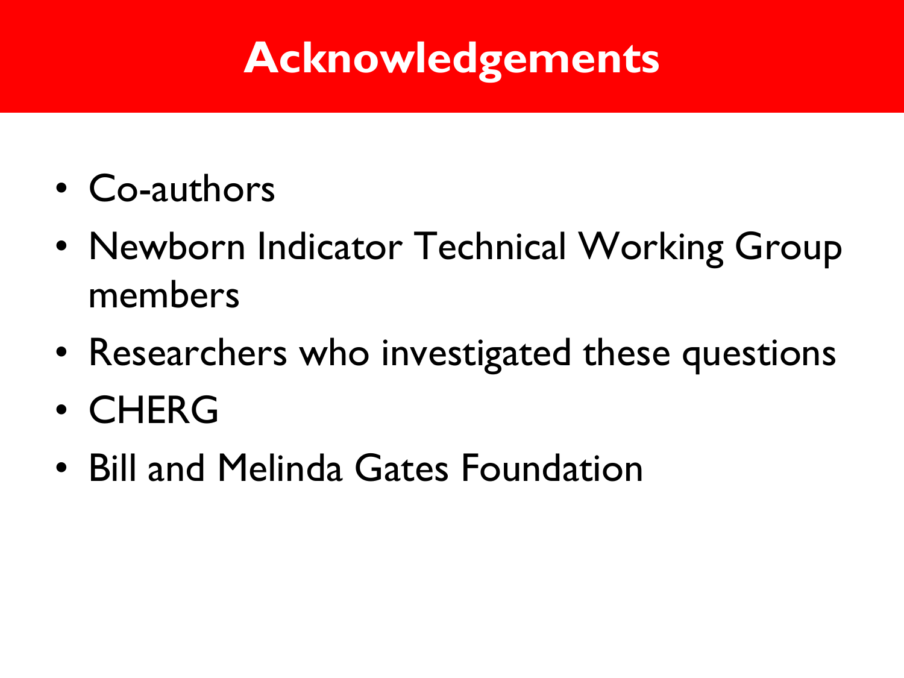# Acknowledgements

- Co-authors
- Newborn Indicator Technical Working Group members
- Researchers who investigated these questions
- CHERG
- Bill and Melinda Gates Foundation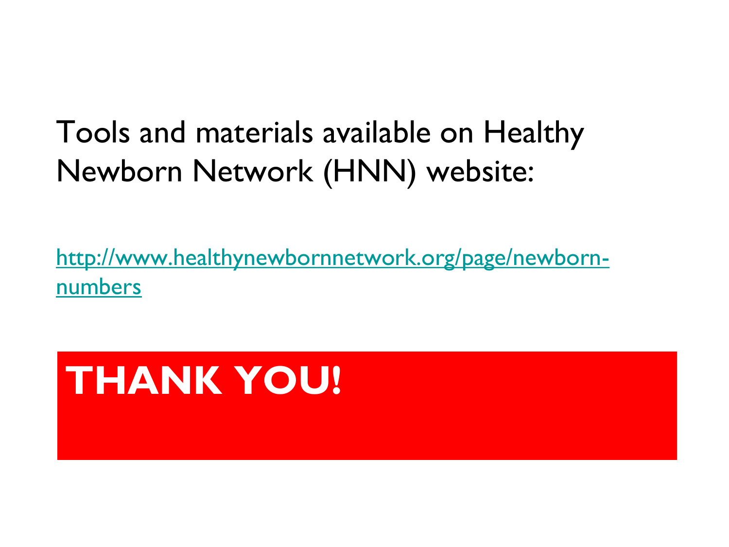Tools and materials available on Healthy Newborn Network (HNN) website:

[http://www.healthynewbornnetwork.org/page/newborn-numbers](http://www.healthynewbornnetwork.org/page/newborn-numbers)

**THANK YOU!**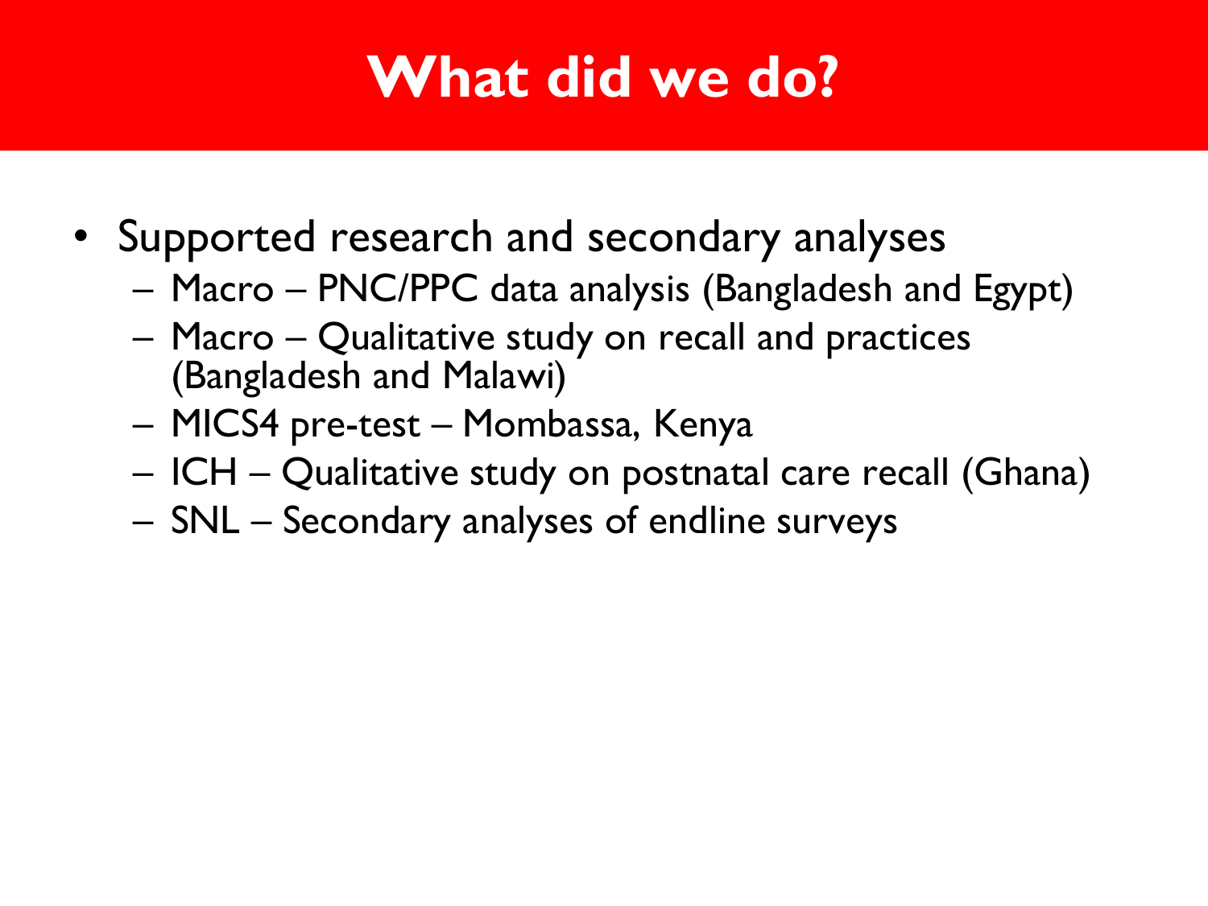# What did we do?

- Supported research and secondary analyses
  - Macro – PNC/PPC data analysis (Bangladesh and Egypt)
  - Macro – Qualitative study on recall and practices (Bangladesh and Malawi)
  - MICS4 pre-test – Mombassa, Kenya
  - ICH – Qualitative study on postnatal care recall (Ghana)
  - SNL – Secondary analyses of endline surveys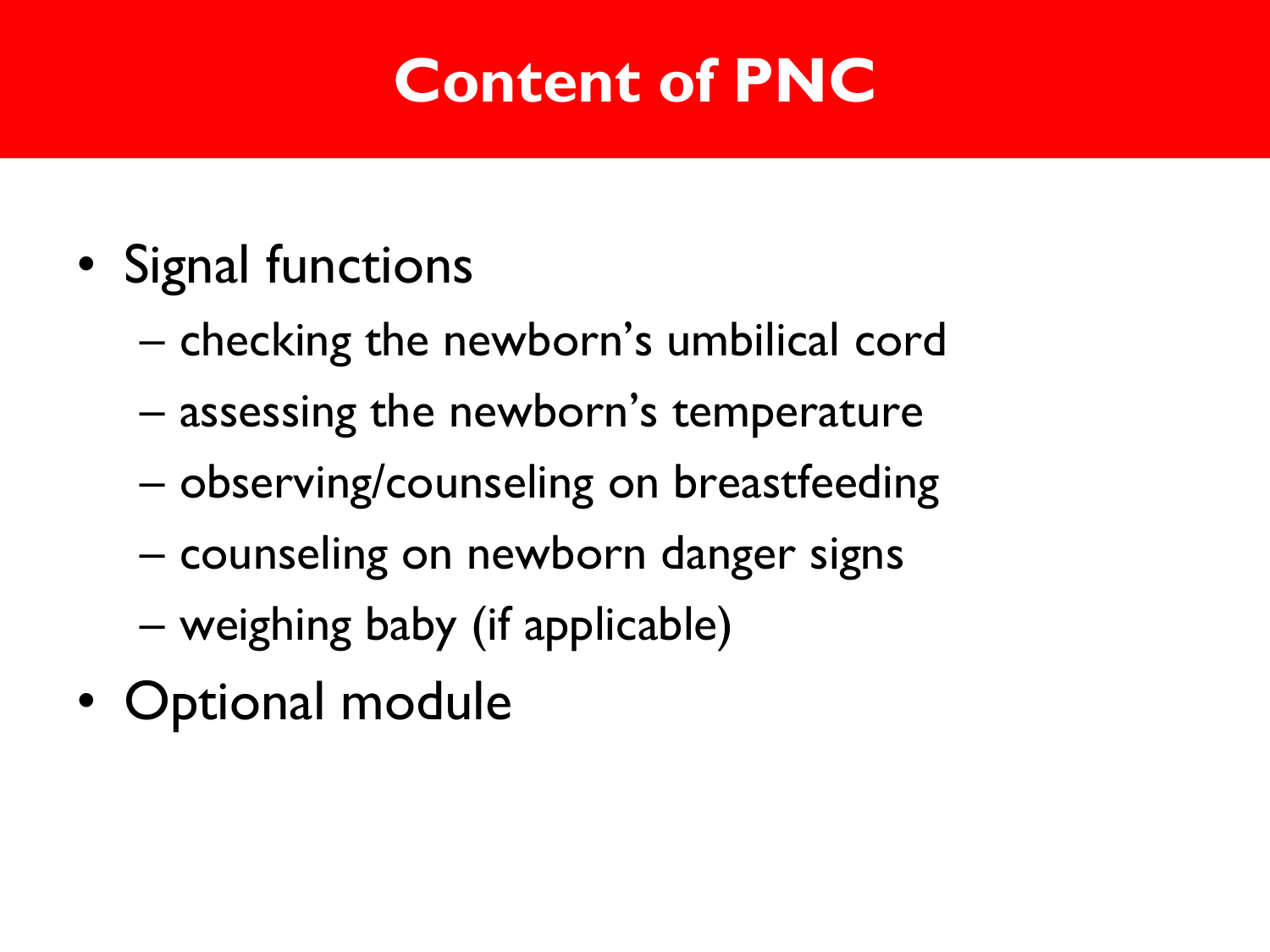# Content of PNC

- Signal functions
  - checking the newborn's umbilical cord
  - assessing the newborn's temperature
  - observing/counseling on breastfeeding
  - counseling on newborn danger signs
  - weighing baby (if applicable)
- Optional module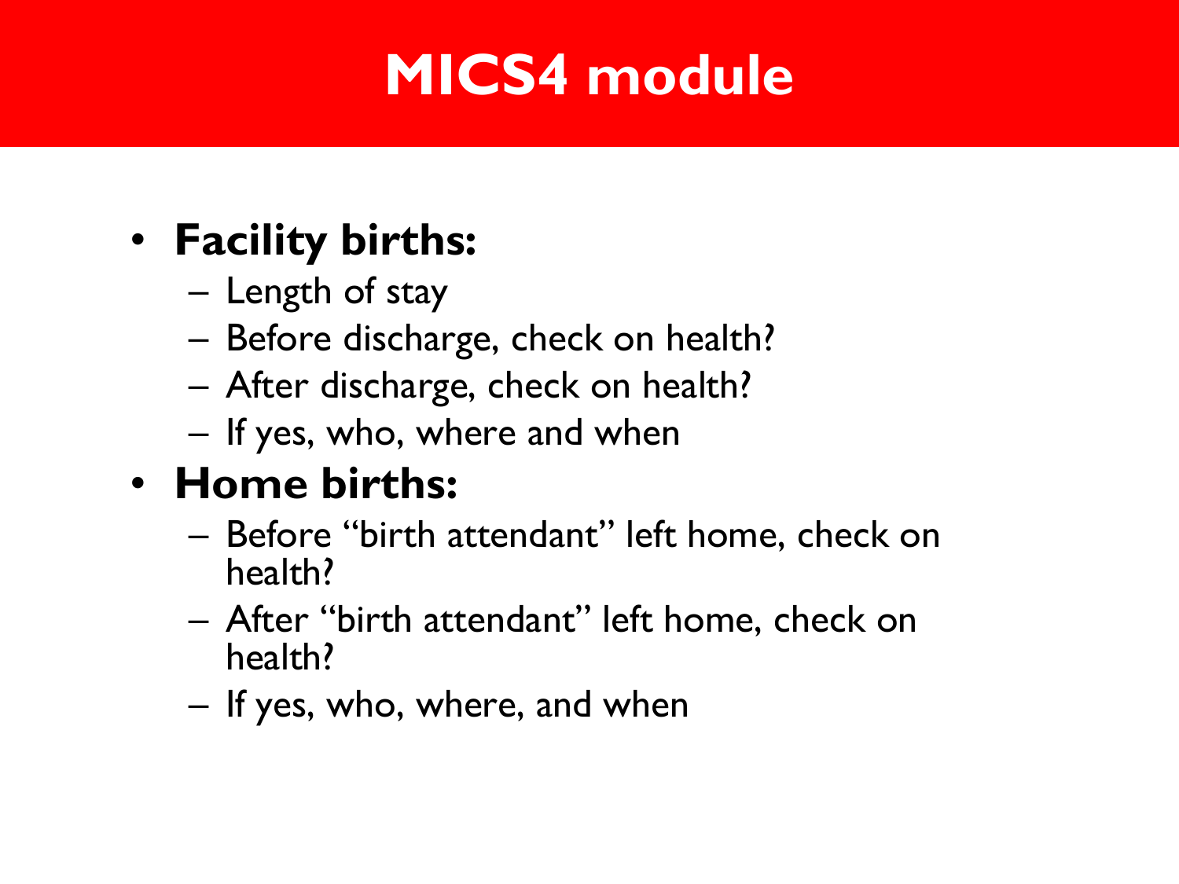# MICS4 module

- **Facility births:**
  - Length of stay
  - Before discharge, check on health?
  - After discharge, check on health?
  - If yes, who, where and when
- **Home births:**
  - Before "birth attendant" left home, check on health?
  - After "birth attendant" left home, check on health?
  - If yes, who, where, and when